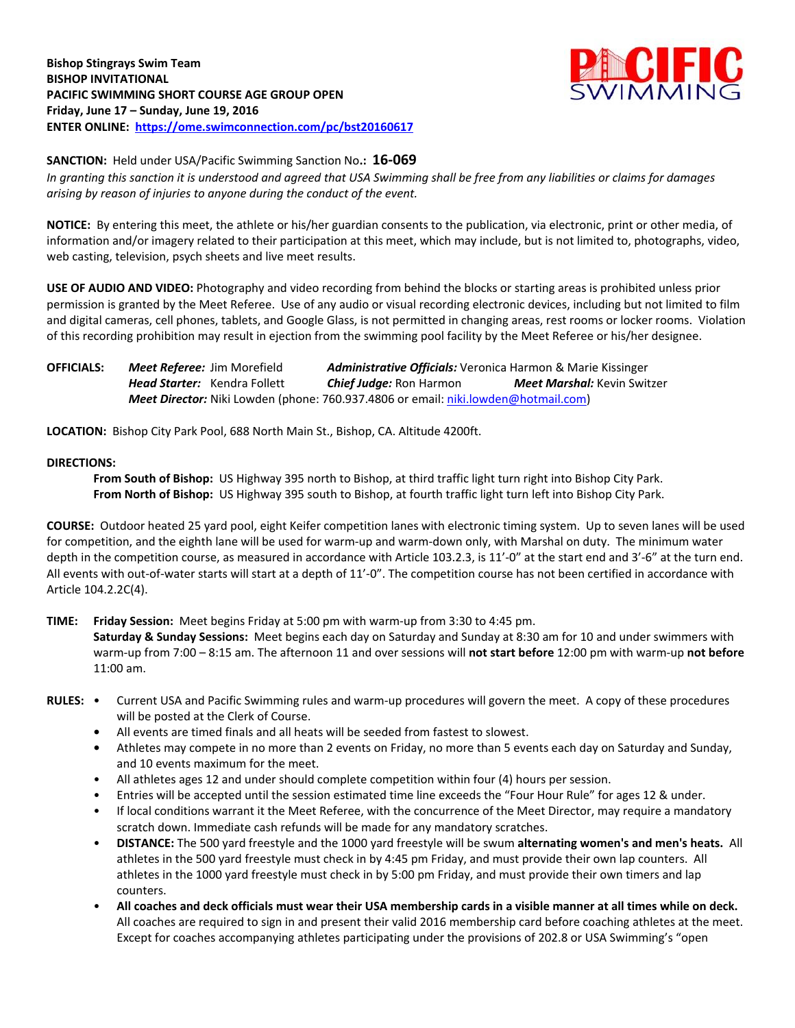**Bishop Stingrays Swim Team**
**BISHOP INVITATIONAL**
**PACIFIC SWIMMING SHORT COURSE AGE GROUP OPEN**
**Friday, June 17 – Sunday, June 19, 2016**
**ENTER ONLINE: [https://ome.swimconnection.com/pc/bst20160617](https://ome.swimconnection.com/pc/bst20160617)**

**SANCTION:** Held under USA/Pacific Swimming Sanction No**.: 16-069**
*In granting this sanction it is understood and agreed that USA Swimming shall be free from any liabilities or claims for damages arising by reason of injuries to anyone during the conduct of the event.*

**NOTICE:** By entering this meet, the athlete or his/her guardian consents to the publication, via electronic, print or other media, of information and/or imagery related to their participation at this meet, which may include, but is not limited to, photographs, video, web casting, television, psych sheets and live meet results.

**USE OF AUDIO AND VIDEO:** Photography and video recording from behind the blocks or starting areas is prohibited unless prior permission is granted by the Meet Referee. Use of any audio or visual recording electronic devices, including but not limited to film and digital cameras, cell phones, tablets, and Google Glass, is not permitted in changing areas, rest rooms or locker rooms. Violation of this recording prohibition may result in ejection from the swimming pool facility by the Meet Referee or his/her designee.

**OFFICIALS:** ***Meet Referee:*** Jim Morefield ***Administrative Officials:*** Veronica Harmon & Marie Kissinger
***Head Starter:*** Kendra Follett ***Chief Judge:*** Ron Harmon ***Meet Marshal:*** Kevin Switzer
***Meet Director:*** Niki Lowden (phone: 760.937.4806 or email: [niki.lowden@hotmail.com](mailto:niki.lowden@hotmail.com))

**LOCATION:** Bishop City Park Pool, 688 North Main St., Bishop, CA. Altitude 4200ft.

**DIRECTIONS:**

**From South of Bishop:** US Highway 395 north to Bishop, at third traffic light turn right into Bishop City Park.
**From North of Bishop:** US Highway 395 south to Bishop, at fourth traffic light turn left into Bishop City Park.

**COURSE:** Outdoor heated 25 yard pool, eight Keifer competition lanes with electronic timing system. Up to seven lanes will be used for competition, and the eighth lane will be used for warm-up and warm-down only, with Marshal on duty. The minimum water depth in the competition course, as measured in accordance with Article 103.2.3, is 11'-0" at the start end and 3'-6" at the turn end. All events with out-of-water starts will start at a depth of 11'-0". The competition course has not been certified in accordance with Article 104.2.2C(4).

**TIME:** **Friday Session:** Meet begins Friday at 5:00 pm with warm-up from 3:30 to 4:45 pm.
**Saturday & Sunday Sessions:** Meet begins each day on Saturday and Sunday at 8:30 am for 10 and under swimmers with warm-up from 7:00 – 8:15 am. The afternoon 11 and over sessions will **not start before** 12:00 pm with warm-up **not before** 11:00 am.

**RULES:**

- Current USA and Pacific Swimming rules and warm-up procedures will govern the meet. A copy of these procedures will be posted at the Clerk of Course.
- All events are timed finals and all heats will be seeded from fastest to slowest.
- Athletes may compete in no more than 2 events on Friday, no more than 5 events each day on Saturday and Sunday, and 10 events maximum for the meet.
- All athletes ages 12 and under should complete competition within four (4) hours per session.
- Entries will be accepted until the session estimated time line exceeds the "Four Hour Rule" for ages 12 & under.
- If local conditions warrant it the Meet Referee, with the concurrence of the Meet Director, may require a mandatory scratch down. Immediate cash refunds will be made for any mandatory scratches.
- **DISTANCE:** The 500 yard freestyle and the 1000 yard freestyle will be swum **alternating women's and men's heats.** All athletes in the 500 yard freestyle must check in by 4:45 pm Friday, and must provide their own lap counters. All athletes in the 1000 yard freestyle must check in by 5:00 pm Friday, and must provide their own timers and lap counters.
- **All coaches and deck officials must wear their USA membership cards in a visible manner at all times while on deck.** All coaches are required to sign in and present their valid 2016 membership card before coaching athletes at the meet. Except for coaches accompanying athletes participating under the provisions of 202.8 or USA Swimming's "open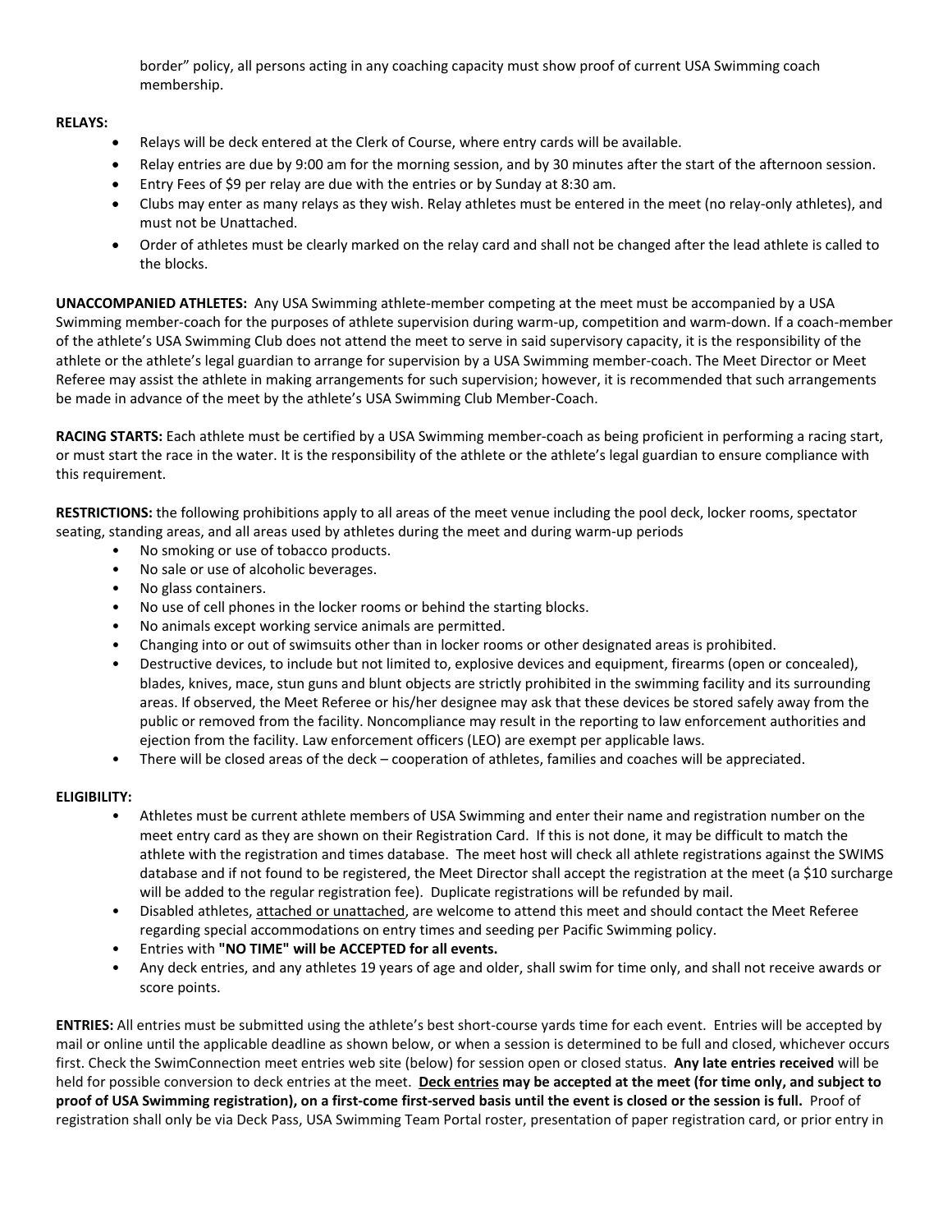border" policy, all persons acting in any coaching capacity must show proof of current USA Swimming coach membership.

**RELAYS:**

- Relays will be deck entered at the Clerk of Course, where entry cards will be available.
- Relay entries are due by 9:00 am for the morning session, and by 30 minutes after the start of the afternoon session.
- Entry Fees of $9 per relay are due with the entries or by Sunday at 8:30 am.
- Clubs may enter as many relays as they wish. Relay athletes must be entered in the meet (no relay-only athletes), and must not be Unattached.
- Order of athletes must be clearly marked on the relay card and shall not be changed after the lead athlete is called to the blocks.

**UNACCOMPANIED ATHLETES:** Any USA Swimming athlete-member competing at the meet must be accompanied by a USA Swimming member-coach for the purposes of athlete supervision during warm-up, competition and warm-down. If a coach-member of the athlete's USA Swimming Club does not attend the meet to serve in said supervisory capacity, it is the responsibility of the athlete or the athlete's legal guardian to arrange for supervision by a USA Swimming member-coach. The Meet Director or Meet Referee may assist the athlete in making arrangements for such supervision; however, it is recommended that such arrangements be made in advance of the meet by the athlete's USA Swimming Club Member-Coach.

**RACING STARTS:** Each athlete must be certified by a USA Swimming member-coach as being proficient in performing a racing start, or must start the race in the water. It is the responsibility of the athlete or the athlete's legal guardian to ensure compliance with this requirement.

**RESTRICTIONS:** the following prohibitions apply to all areas of the meet venue including the pool deck, locker rooms, spectator seating, standing areas, and all areas used by athletes during the meet and during warm-up periods

- No smoking or use of tobacco products.
- No sale or use of alcoholic beverages.
- No glass containers.
- No use of cell phones in the locker rooms or behind the starting blocks.
- No animals except working service animals are permitted.
- Changing into or out of swimsuits other than in locker rooms or other designated areas is prohibited.
- Destructive devices, to include but not limited to, explosive devices and equipment, firearms (open or concealed), blades, knives, mace, stun guns and blunt objects are strictly prohibited in the swimming facility and its surrounding areas. If observed, the Meet Referee or his/her designee may ask that these devices be stored safely away from the public or removed from the facility. Noncompliance may result in the reporting to law enforcement authorities and ejection from the facility. Law enforcement officers (LEO) are exempt per applicable laws.
- There will be closed areas of the deck – cooperation of athletes, families and coaches will be appreciated.

**ELIGIBILITY:**

- Athletes must be current athlete members of USA Swimming and enter their name and registration number on the meet entry card as they are shown on their Registration Card. If this is not done, it may be difficult to match the athlete with the registration and times database. The meet host will check all athlete registrations against the SWIMS database and if not found to be registered, the Meet Director shall accept the registration at the meet (a $10 surcharge will be added to the regular registration fee). Duplicate registrations will be refunded by mail.
- Disabled athletes, <u>attached or unattached</u>, are welcome to attend this meet and should contact the Meet Referee regarding special accommodations on entry times and seeding per Pacific Swimming policy.
- Entries with **"NO TIME" will be ACCEPTED for all events.**
- Any deck entries, and any athletes 19 years of age and older, shall swim for time only, and shall not receive awards or score points.

**ENTRIES:** All entries must be submitted using the athlete's best short-course yards time for each event. Entries will be accepted by mail or online until the applicable deadline as shown below, or when a session is determined to be full and closed, whichever occurs first. Check the SwimConnection meet entries web site (below) for session open or closed status. **Any late entries received** will be held for possible conversion to deck entries at the meet. **<u>Deck entries</u> may be accepted at the meet (for time only, and subject to proof of USA Swimming registration), on a first-come first-served basis until the event is closed or the session is full.** Proof of registration shall only be via Deck Pass, USA Swimming Team Portal roster, presentation of paper registration card, or prior entry in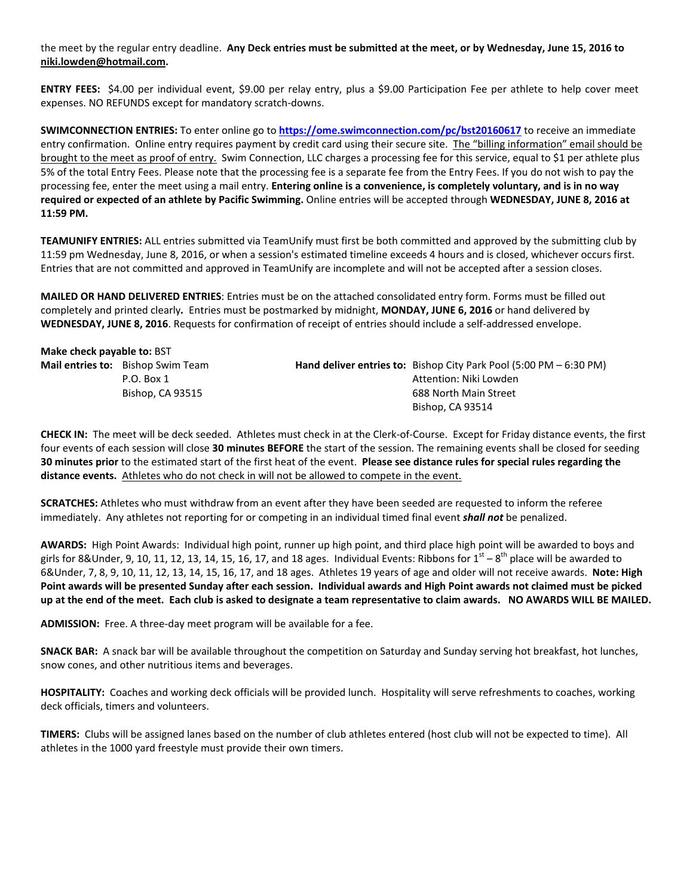the meet by the regular entry deadline. **Any Deck entries must be submitted at the meet, or by Wednesday, June 15, 2016 to niki.lowden@hotmail.com.**

**ENTRY FEES:** $4.00 per individual event, $9.00 per relay entry, plus a $9.00 Participation Fee per athlete to help cover meet expenses. NO REFUNDS except for mandatory scratch-downs.

**SWIMCONNECTION ENTRIES:** To enter online go to **https://ome.swimconnection.com/pc/bst20160617** to receive an immediate entry confirmation. Online entry requires payment by credit card using their secure site. The "billing information" email should be brought to the meet as proof of entry. Swim Connection, LLC charges a processing fee for this service, equal to $1 per athlete plus 5% of the total Entry Fees. Please note that the processing fee is a separate fee from the Entry Fees. If you do not wish to pay the processing fee, enter the meet using a mail entry. **Entering online is a convenience, is completely voluntary, and is in no way required or expected of an athlete by Pacific Swimming.** Online entries will be accepted through **WEDNESDAY, JUNE 8, 2016 at 11:59 PM.**

**TEAMUNIFY ENTRIES:** ALL entries submitted via TeamUnify must first be both committed and approved by the submitting club by 11:59 pm Wednesday, June 8, 2016, or when a session's estimated timeline exceeds 4 hours and is closed, whichever occurs first. Entries that are not committed and approved in TeamUnify are incomplete and will not be accepted after a session closes.

**MAILED OR HAND DELIVERED ENTRIES**: Entries must be on the attached consolidated entry form. Forms must be filled out completely and printed clearly**.** Entries must be postmarked by midnight, **MONDAY, JUNE 6, 2016** or hand delivered by **WEDNESDAY, JUNE 8, 2016**. Requests for confirmation of receipt of entries should include a self-addressed envelope.

**Make check payable to:** BST

**Mail entries to:** Bishop Swim Team
P.O. Box 1
Bishop, CA 93515

**Hand deliver entries to:** Bishop City Park Pool (5:00 PM – 6:30 PM)
Attention: Niki Lowden
688 North Main Street
Bishop, CA 93514

**CHECK IN:** The meet will be deck seeded. Athletes must check in at the Clerk-of-Course. Except for Friday distance events, the first four events of each session will close **30 minutes BEFORE** the start of the session. The remaining events shall be closed for seeding **30 minutes prior** to the estimated start of the first heat of the event. **Please see distance rules for special rules regarding the distance events.** Athletes who do not check in will not be allowed to compete in the event.

**SCRATCHES:** Athletes who must withdraw from an event after they have been seeded are requested to inform the referee immediately. Any athletes not reporting for or competing in an individual timed final event ***shall not*** be penalized.

**AWARDS:** High Point Awards: Individual high point, runner up high point, and third place high point will be awarded to boys and girls for 8&Under, 9, 10, 11, 12, 13, 14, 15, 16, 17, and 18 ages. Individual Events: Ribbons for 1st – 8th place will be awarded to 6&Under, 7, 8, 9, 10, 11, 12, 13, 14, 15, 16, 17, and 18 ages. Athletes 19 years of age and older will not receive awards. **Note: High Point awards will be presented Sunday after each session. Individual awards and High Point awards not claimed must be picked up at the end of the meet. Each club is asked to designate a team representative to claim awards. NO AWARDS WILL BE MAILED.**

**ADMISSION:** Free. A three-day meet program will be available for a fee.

**SNACK BAR:** A snack bar will be available throughout the competition on Saturday and Sunday serving hot breakfast, hot lunches, snow cones, and other nutritious items and beverages.

**HOSPITALITY:** Coaches and working deck officials will be provided lunch. Hospitality will serve refreshments to coaches, working deck officials, timers and volunteers.

**TIMERS:** Clubs will be assigned lanes based on the number of club athletes entered (host club will not be expected to time). All athletes in the 1000 yard freestyle must provide their own timers.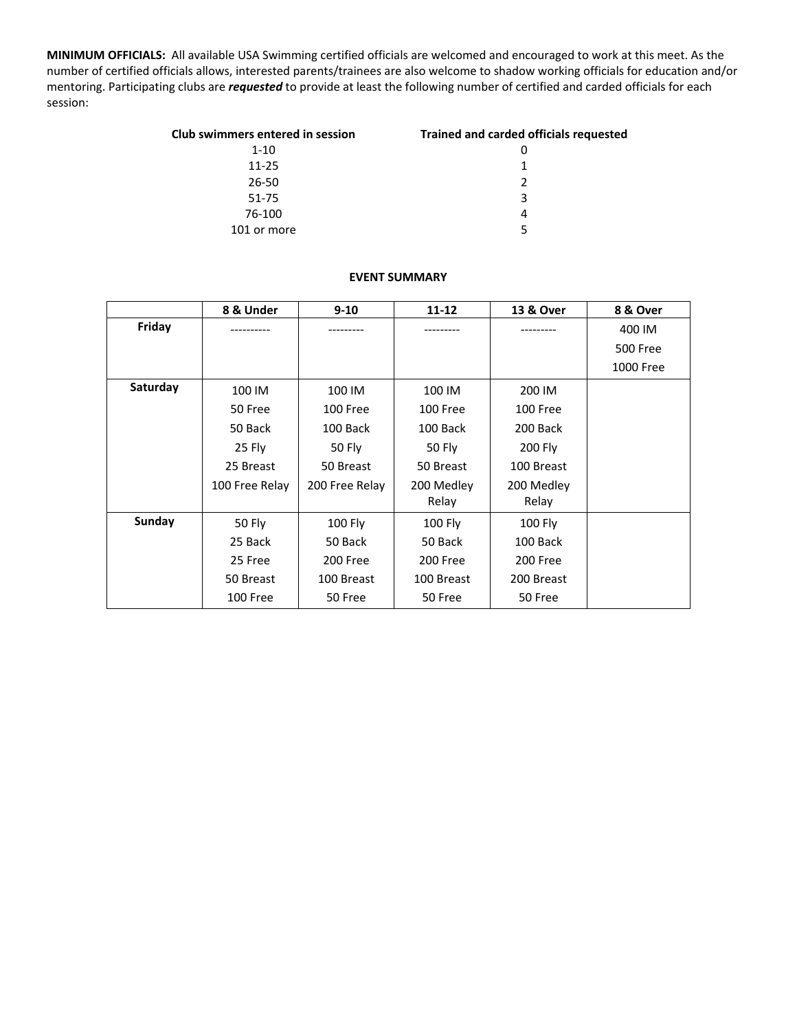**MINIMUM OFFICIALS:** All available USA Swimming certified officials are welcomed and encouraged to work at this meet. As the number of certified officials allows, interested parents/trainees are also welcome to shadow working officials for education and/or mentoring. Participating clubs are ***requested*** to provide at least the following number of certified and carded officials for each session:

| Club swimmers entered in session | Trained and carded officials requested |
|---|---|
| 1-10 | 0 |
| 11-25 | 1 |
| 26-50 | 2 |
| 51-75 | 3 |
| 76-100 | 4 |
| 101 or more | 5 |

**EVENT SUMMARY**

| | 8 & Under | 9-10 | 11-12 | 13 & Over | 8 & Over |
|---|---|---|---|---|---|
| **Friday** | ---------- | --------- | --------- | --------- | 400 IM<br>500 Free<br>1000 Free |
| **Saturday** | 100 IM<br>50 Free<br>50 Back<br>25 Fly<br>25 Breast<br>100 Free Relay | 100 IM<br>100 Free<br>100 Back<br>50 Fly<br>50 Breast<br>200 Free Relay | 100 IM<br>100 Free<br>100 Back<br>50 Fly<br>50 Breast<br>200 Medley Relay | 200 IM<br>100 Free<br>200 Back<br>200 Fly<br>100 Breast<br>200 Medley Relay | |
| **Sunday** | 50 Fly<br>25 Back<br>25 Free<br>50 Breast<br>100 Free | 100 Fly<br>50 Back<br>200 Free<br>100 Breast<br>50 Free | 100 Fly<br>50 Back<br>200 Free<br>100 Breast<br>50 Free | 100 Fly<br>100 Back<br>200 Free<br>200 Breast<br>50 Free | |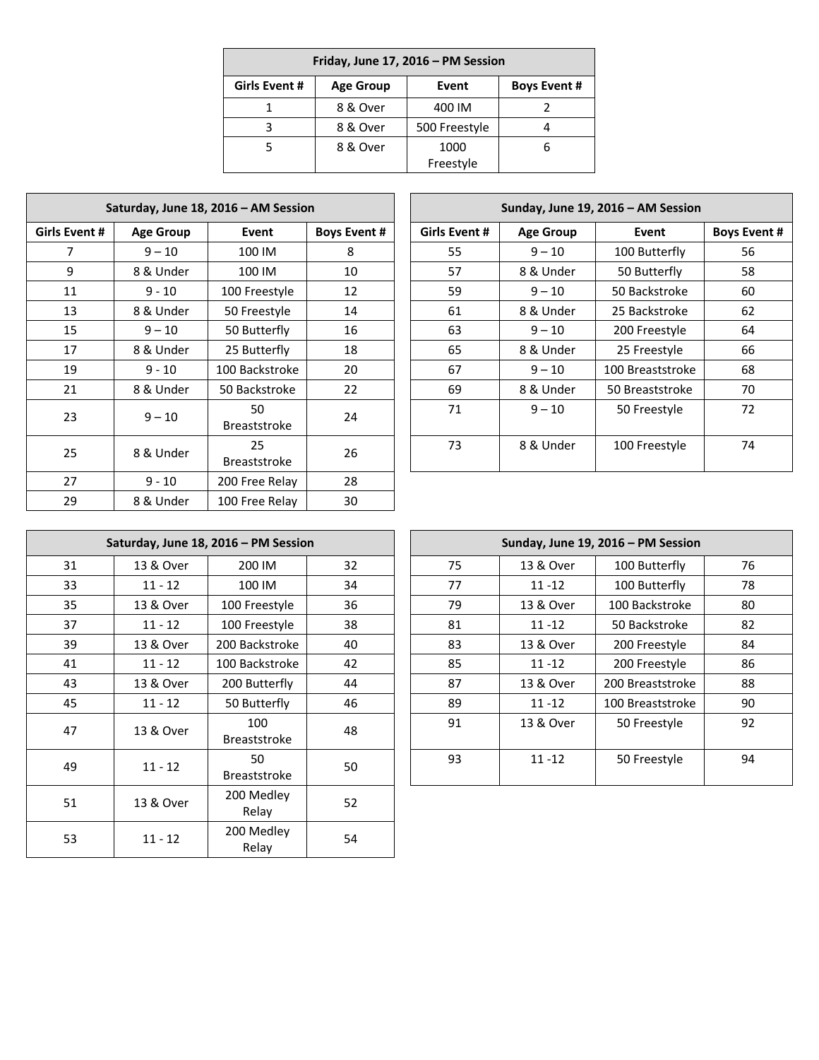| Friday, June 17, 2016 – PM Session | | | |
|---|---|---|---|
| **Girls Event #** | **Age Group** | **Event** | **Boys Event #** |
| 1 | 8 & Over | 400 IM | 2 |
| 3 | 8 & Over | 500 Freestyle | 4 |
| 5 | 8 & Over | 1000 Freestyle | 6 |

| Saturday, June 18, 2016 – AM Session | | | |
|---|---|---|---|
| **Girls Event #** | **Age Group** | **Event** | **Boys Event #** |
| 7 | 9 – 10 | 100 IM | 8 |
| 9 | 8 & Under | 100 IM | 10 |
| 11 | 9 - 10 | 100 Freestyle | 12 |
| 13 | 8 & Under | 50 Freestyle | 14 |
| 15 | 9 – 10 | 50 Butterfly | 16 |
| 17 | 8 & Under | 25 Butterfly | 18 |
| 19 | 9 - 10 | 100 Backstroke | 20 |
| 21 | 8 & Under | 50 Backstroke | 22 |
| 23 | 9 – 10 | 50 Breaststroke | 24 |
| 25 | 8 & Under | 25 Breaststroke | 26 |
| 27 | 9 - 10 | 200 Free Relay | 28 |
| 29 | 8 & Under | 100 Free Relay | 30 |

| Sunday, June 19, 2016 – AM Session | | | |
|---|---|---|---|
| **Girls Event #** | **Age Group** | **Event** | **Boys Event #** |
| 55 | 9 – 10 | 100 Butterfly | 56 |
| 57 | 8 & Under | 50 Butterfly | 58 |
| 59 | 9 – 10 | 50 Backstroke | 60 |
| 61 | 8 & Under | 25 Backstroke | 62 |
| 63 | 9 – 10 | 200 Freestyle | 64 |
| 65 | 8 & Under | 25 Freestyle | 66 |
| 67 | 9 – 10 | 100 Breaststroke | 68 |
| 69 | 8 & Under | 50 Breaststroke | 70 |
| 71 | 9 – 10 | 50 Freestyle | 72 |
| 73 | 8 & Under | 100 Freestyle | 74 |

| Saturday, June 18, 2016 – PM Session | | | |
|---|---|---|---|
| 31 | 13 & Over | 200 IM | 32 |
| 33 | 11 - 12 | 100 IM | 34 |
| 35 | 13 & Over | 100 Freestyle | 36 |
| 37 | 11 - 12 | 100 Freestyle | 38 |
| 39 | 13 & Over | 200 Backstroke | 40 |
| 41 | 11 - 12 | 100 Backstroke | 42 |
| 43 | 13 & Over | 200 Butterfly | 44 |
| 45 | 11 - 12 | 50 Butterfly | 46 |
| 47 | 13 & Over | 100 Breaststroke | 48 |
| 49 | 11 - 12 | 50 Breaststroke | 50 |
| 51 | 13 & Over | 200 Medley Relay | 52 |
| 53 | 11 - 12 | 200 Medley Relay | 54 |

| Sunday, June 19, 2016 – PM Session | | | |
|---|---|---|---|
| 75 | 13 & Over | 100 Butterfly | 76 |
| 77 | 11 -12 | 100 Butterfly | 78 |
| 79 | 13 & Over | 100 Backstroke | 80 |
| 81 | 11 -12 | 50 Backstroke | 82 |
| 83 | 13 & Over | 200 Freestyle | 84 |
| 85 | 11 -12 | 200 Freestyle | 86 |
| 87 | 13 & Over | 200 Breaststroke | 88 |
| 89 | 11 -12 | 100 Breaststroke | 90 |
| 91 | 13 & Over | 50 Freestyle | 92 |
| 93 | 11 -12 | 50 Freestyle | 94 |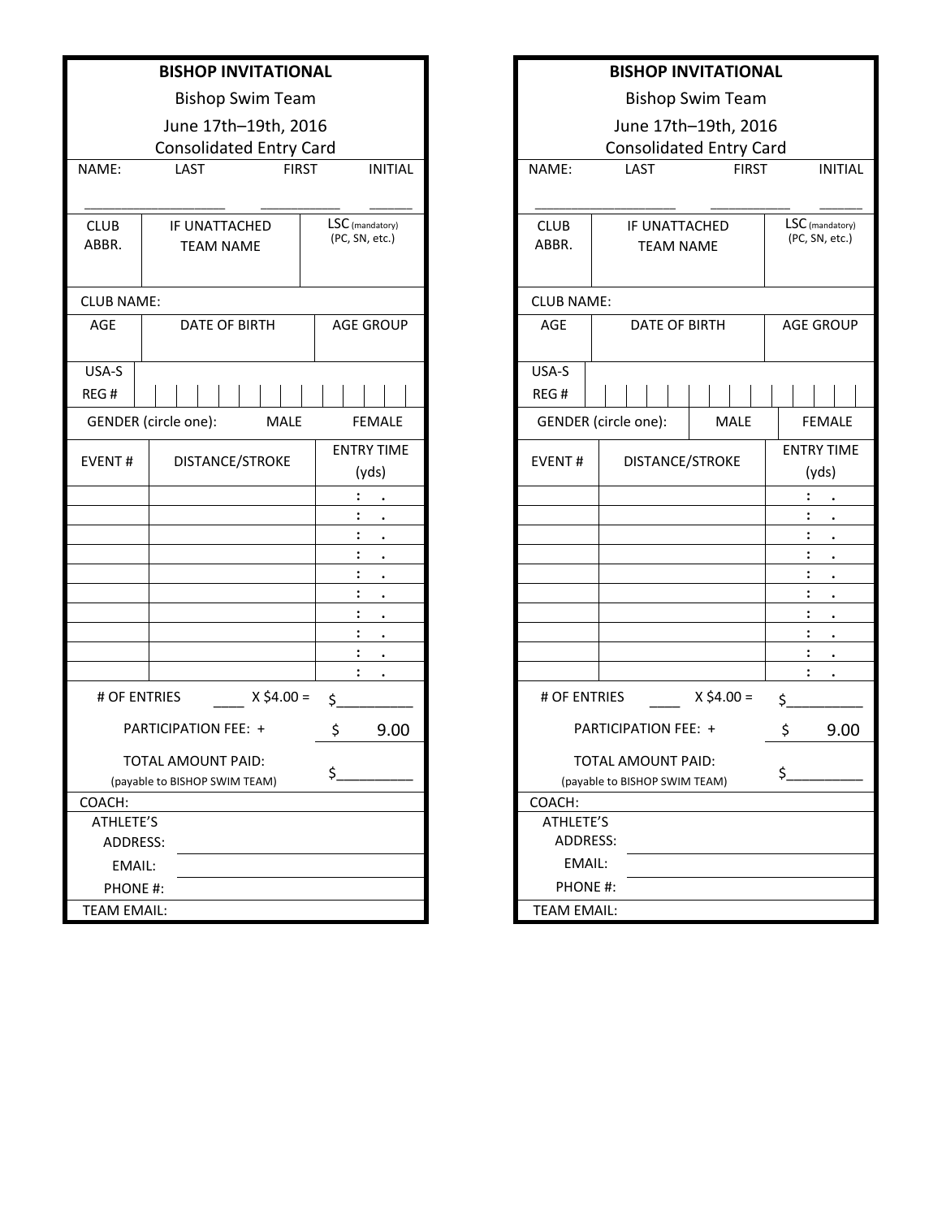**BISHOP INVITATIONAL**

Bishop Swim Team

June 17th–19th, 2016

Consolidated Entry Card

| NAME: | LAST | FIRST | INITIAL |
|---|---|---|---|
| | ___________________ | ___________ | ______ |

| CLUB ABBR. | IF UNATTACHED TEAM NAME | LSC (mandatory) (PC, SN, etc.) |
|---|---|---|
| | | |

CLUB NAME:

| AGE | DATE OF BIRTH | AGE GROUP |
|---|---|---|
| | | |

USA-S REG #

GENDER (circle one): MALE FEMALE

| EVENT # | DISTANCE/STROKE | ENTRY TIME (yds) |
|---|---|---|
| | | : . |
| | | : . |
| | | : . |
| | | : . |
| | | : . |
| | | : . |
| | | : . |
| | | : . |
| | | : . |
| | | : . |

# OF ENTRIES ____ X $4.00 = $__________

PARTICIPATION FEE: + $ 9.00

TOTAL AMOUNT PAID: (payable to BISHOP SWIM TEAM) $__________

COACH:

ATHLETE'S ADDRESS: ____________________

EMAIL: ____________________

PHONE #: ____________________

TEAM EMAIL:

---

**BISHOP INVITATIONAL**

Bishop Swim Team

June 17th–19th, 2016

Consolidated Entry Card

| NAME: | LAST | FIRST | INITIAL |
|---|---|---|---|
| | ___________________ | ___________ | ______ |

| CLUB ABBR. | IF UNATTACHED TEAM NAME | LSC (mandatory) (PC, SN, etc.) |
|---|---|---|
| | | |

CLUB NAME:

| AGE | DATE OF BIRTH | AGE GROUP |
|---|---|---|
| | | |

USA-S REG #

GENDER (circle one): MALE FEMALE

| EVENT # | DISTANCE/STROKE | ENTRY TIME (yds) |
|---|---|---|
| | | : . |
| | | : . |
| | | : . |
| | | : . |
| | | : . |
| | | : . |
| | | : . |
| | | : . |
| | | : . |
| | | : . |

# OF ENTRIES ____ X $4.00 = $__________

PARTICIPATION FEE: + $ 9.00

TOTAL AMOUNT PAID: (payable to BISHOP SWIM TEAM) $__________

COACH:

ATHLETE'S ADDRESS: ____________________

EMAIL: ____________________

PHONE #: ____________________

TEAM EMAIL: